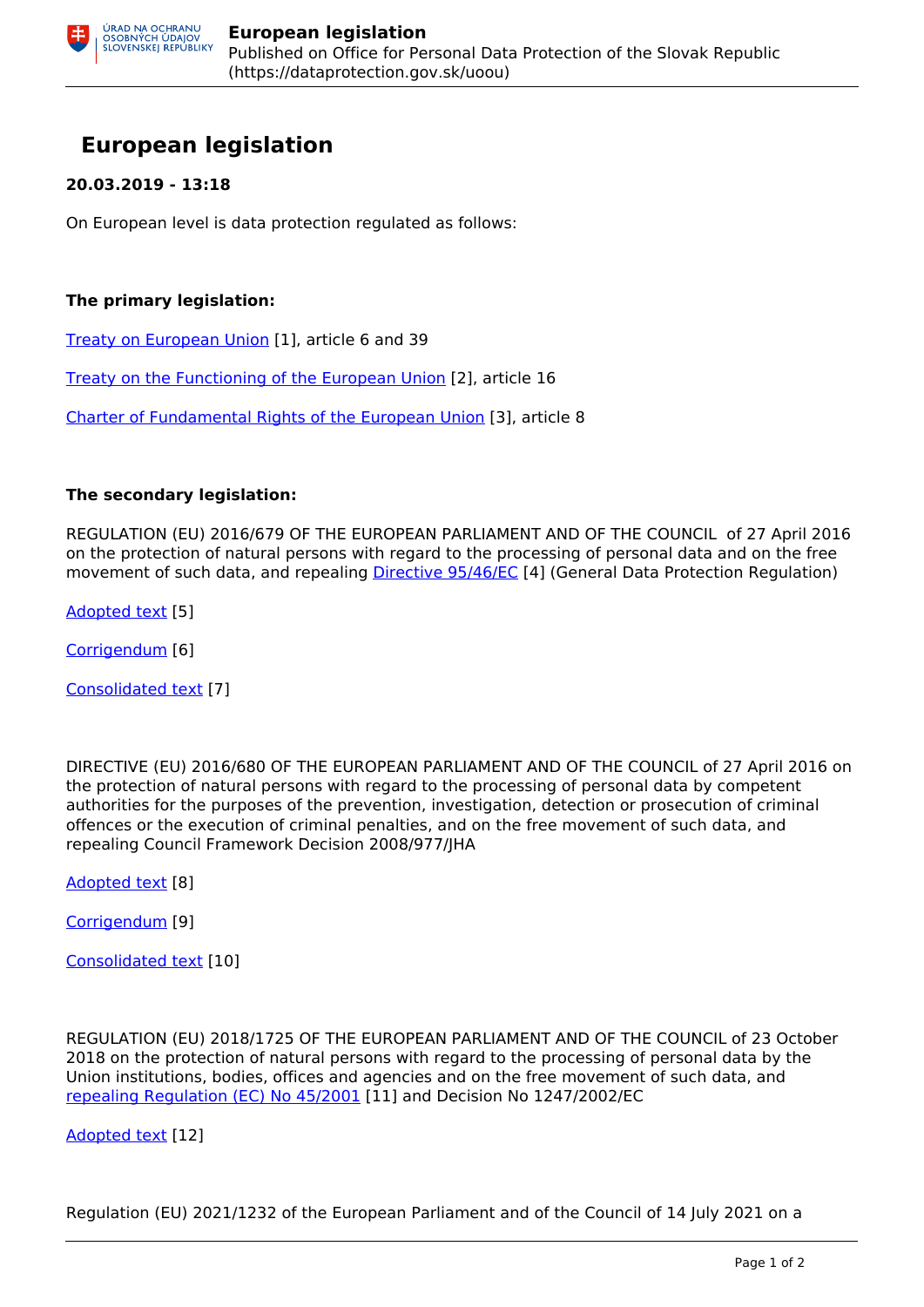# European legislation

**20.03.2019 - 13:18**

On European level is data protection regulated as follows:

**The primary legislation:**

Treaty on European Union [1], article 6 and 39

Treaty on the Functioning of the European Union [2], article 16

Charter of Fundamental Rights of the European Union [3], article 8

**The secondary legislation:**

REGULATION (EU) 2016/679 OF THE EUROPEAN PARLIAMENT AND OF THE COUNCIL of 27 April 2016 on the protection of natural persons with regard to the processing of personal data and on the free movement of such data, and repealing Directive 95/46/EC [4] (General Data Protection Regulation)

Adopted text [5]

Corrigendum [6]

Consolidated text [7]

DIRECTIVE (EU) 2016/680 OF THE EUROPEAN PARLIAMENT AND OF THE COUNCIL of 27 April 2016 on the protection of natural persons with regard to the processing of personal data by competent authorities for the purposes of the prevention, investigation, detection or prosecution of criminal offences or the execution of criminal penalties, and on the free movement of such data, and repealing Council Framework Decision 2008/977/JHA

Adopted text [8]

Corrigendum [9]

Consolidated text [10]

REGULATION (EU) 2018/1725 OF THE EUROPEAN PARLIAMENT AND OF THE COUNCIL of 23 October 2018 on the protection of natural persons with regard to the processing of personal data by the Union institutions, bodies, offices and agencies and on the free movement of such data, and repealing Regulation (EC) No 45/2001 [11] and Decision No 1247/2002/EC

Adopted text [12]

Regulation (EU) 2021/1232 of the European Parliament and of the Council of 14 July 2021 on a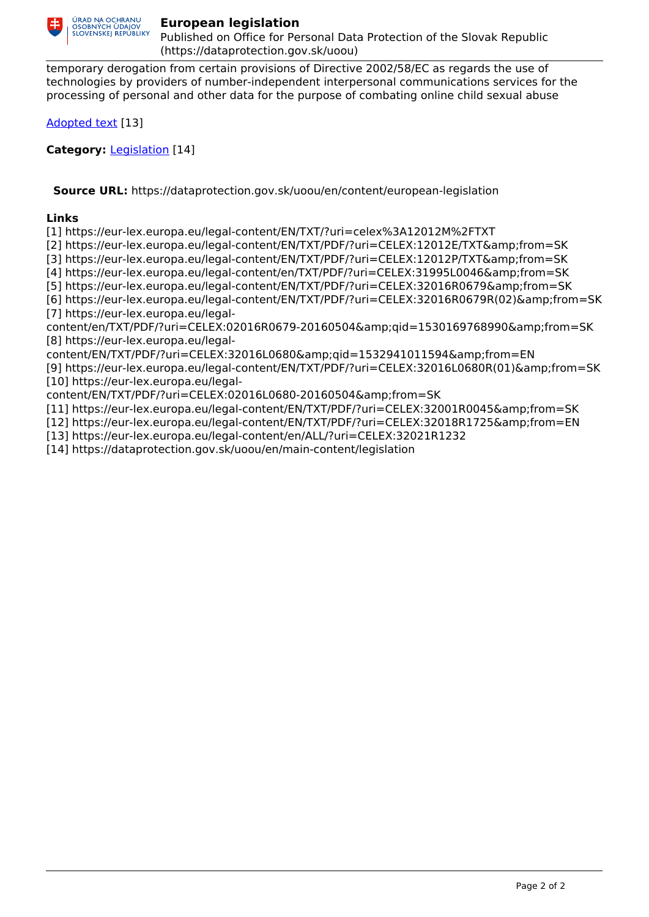temporary derogation from certain provisions of Directive 2002/58/EC as regards the use of technologies by providers of number-independent interpersonal communications services for the processing of personal and other data for the purpose of combating online child sexual abuse

Adopted text [13]

**Category:** Legislation [14]

**Source URL:** https://dataprotection.gov.sk/uoou/en/content/european-legislation

**Links**

[1] https://eur-lex.europa.eu/legal-content/EN/TXT/?uri=celex%3A12012M%2FTXT
[2] https://eur-lex.europa.eu/legal-content/EN/TXT/PDF/?uri=CELEX:12012E/TXT&amp;from=SK
[3] https://eur-lex.europa.eu/legal-content/EN/TXT/PDF/?uri=CELEX:12012P/TXT&amp;from=SK
[4] https://eur-lex.europa.eu/legal-content/en/TXT/PDF/?uri=CELEX:31995L0046&amp;from=SK
[5] https://eur-lex.europa.eu/legal-content/EN/TXT/PDF/?uri=CELEX:32016R0679&amp;from=SK
[6] https://eur-lex.europa.eu/legal-content/EN/TXT/PDF/?uri=CELEX:32016R0679R(02)&amp;from=SK
[7] https://eur-lex.europa.eu/legal-content/en/TXT/PDF/?uri=CELEX:02016R0679-20160504&amp;qid=1530169768990&amp;from=SK
[8] https://eur-lex.europa.eu/legal-content/EN/TXT/PDF/?uri=CELEX:32016L0680&amp;qid=1532941011594&amp;from=EN
[9] https://eur-lex.europa.eu/legal-content/EN/TXT/PDF/?uri=CELEX:32016L0680R(01)&amp;from=SK
[10] https://eur-lex.europa.eu/legal-content/EN/TXT/PDF/?uri=CELEX:02016L0680-20160504&amp;from=SK
[11] https://eur-lex.europa.eu/legal-content/EN/TXT/PDF/?uri=CELEX:32001R0045&amp;from=SK
[12] https://eur-lex.europa.eu/legal-content/EN/TXT/PDF/?uri=CELEX:32018R1725&amp;from=EN
[13] https://eur-lex.europa.eu/legal-content/en/ALL/?uri=CELEX:32021R1232
[14] https://dataprotection.gov.sk/uoou/en/main-content/legislation